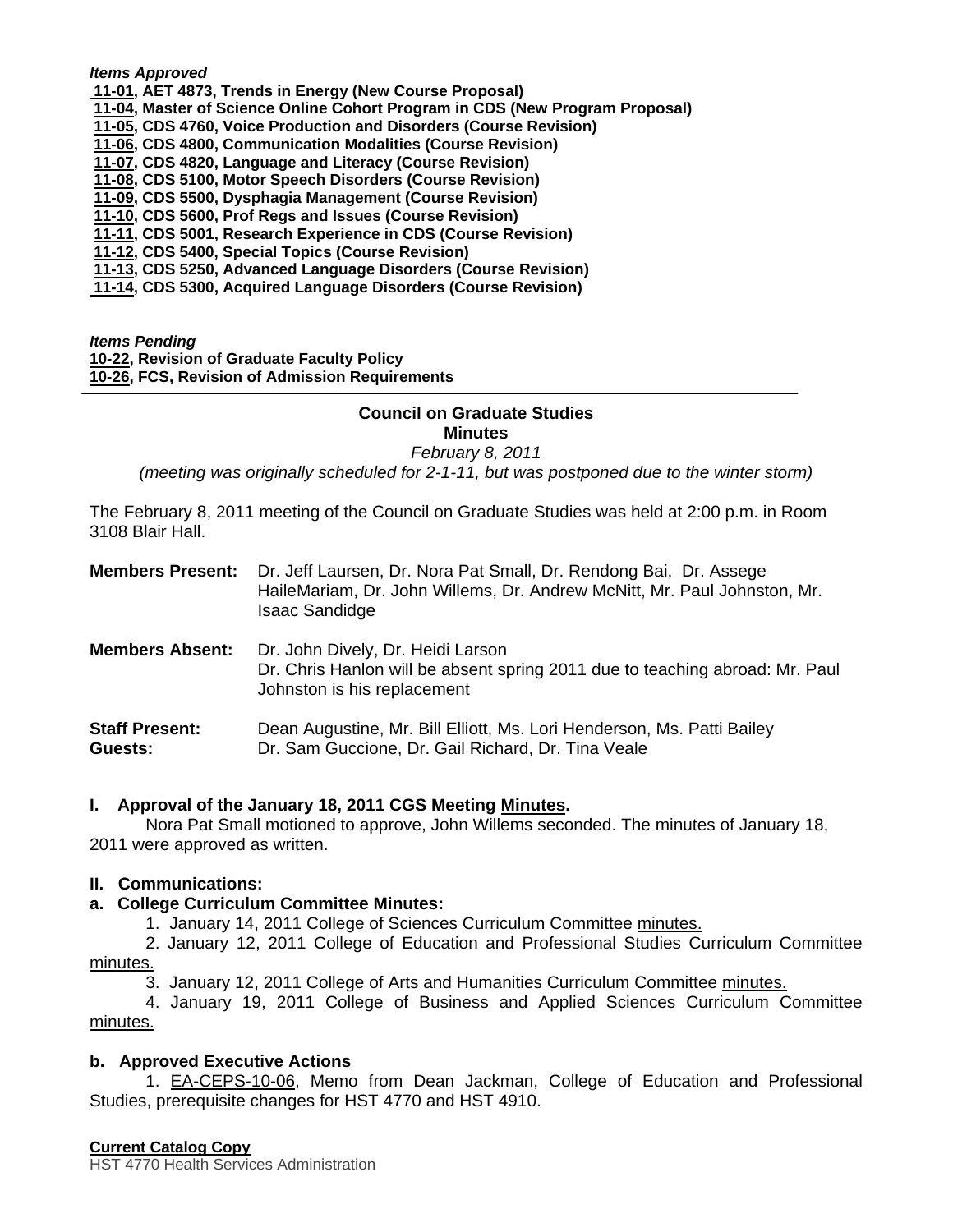***Items Approved***

**11-01, AET 4873, Trends in Energy (New Course Proposal)**
**11-04, Master of Science Online Cohort Program in CDS (New Program Proposal)**
**11-05, CDS 4760, Voice Production and Disorders (Course Revision)**
**11-06, CDS 4800, Communication Modalities (Course Revision)**
**11-07, CDS 4820, Language and Literacy (Course Revision)**
**11-08, CDS 5100, Motor Speech Disorders (Course Revision)**
**11-09, CDS 5500, Dysphagia Management (Course Revision)**
**11-10, CDS 5600, Prof Regs and Issues (Course Revision)**
**11-11, CDS 5001, Research Experience in CDS (Course Revision)**
**11-12, CDS 5400, Special Topics (Course Revision)**
**11-13, CDS 5250, Advanced Language Disorders (Course Revision)**
**11-14, CDS 5300, Acquired Language Disorders (Course Revision)**

***Items Pending***

**10-22, Revision of Graduate Faculty Policy**
**10-26, FCS, Revision of Admission Requirements**

---

**Council on Graduate Studies**
**Minutes**

*February 8, 2011*

*(meeting was originally scheduled for 2-1-11, but was postponed due to the winter storm)*

The February 8, 2011 meeting of the Council on Graduate Studies was held at 2:00 p.m. in Room 3108 Blair Hall.

**Members Present:** Dr. Jeff Laursen, Dr. Nora Pat Small, Dr. Rendong Bai, Dr. Assege HaileMariam, Dr. John Willems, Dr. Andrew McNitt, Mr. Paul Johnston, Mr. Isaac Sandidge

**Members Absent:** Dr. John Dively, Dr. Heidi Larson
Dr. Chris Hanlon will be absent spring 2011 due to teaching abroad: Mr. Paul Johnston is his replacement

**Staff Present:** Dean Augustine, Mr. Bill Elliott, Ms. Lori Henderson, Ms. Patti Bailey
**Guests:** Dr. Sam Guccione, Dr. Gail Richard, Dr. Tina Veale

**I. Approval of the January 18, 2011 CGS Meeting Minutes.**

Nora Pat Small motioned to approve, John Willems seconded. The minutes of January 18, 2011 were approved as written.

**II. Communications:**

**a. College Curriculum Committee Minutes:**

1. January 14, 2011 College of Sciences Curriculum Committee minutes.
2. January 12, 2011 College of Education and Professional Studies Curriculum Committee minutes.
3. January 12, 2011 College of Arts and Humanities Curriculum Committee minutes.
4. January 19, 2011 College of Business and Applied Sciences Curriculum Committee minutes.

**b. Approved Executive Actions**

1. EA-CEPS-10-06, Memo from Dean Jackman, College of Education and Professional Studies, prerequisite changes for HST 4770 and HST 4910.

**Current Catalog Copy**

HST 4770 Health Services Administration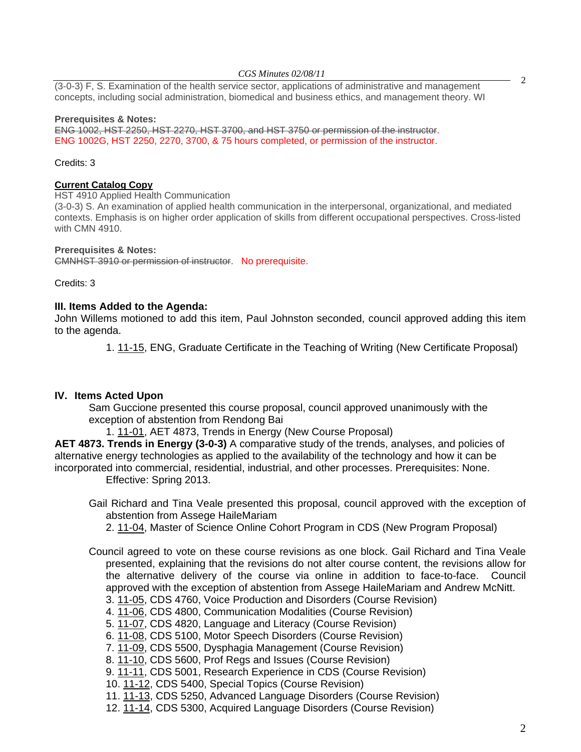(3-0-3) F, S. Examination of the health service sector, applications of administrative and management concepts, including social administration, biomedical and business ethics, and management theory. WI

**Prerequisites & Notes:**
~~ENG 1002, HST 2250, HST 2270, HST 3700, and HST 3750 or permission of the instructor~~.
ENG 1002G, HST 2250, 2270, 3700, & 75 hours completed, or permission of the instructor.

Credits: 3

**Current Catalog Copy**
HST 4910 Applied Health Communication
(3-0-3) S. An examination of applied health communication in the interpersonal, organizational, and mediated contexts. Emphasis is on higher order application of skills from different occupational perspectives. Cross-listed with CMN 4910.

**Prerequisites & Notes:**
~~CMNHST 3910 or permission of instructor~~. No prerequisite.

Credits: 3

### III. Items Added to the Agenda:

John Willems motioned to add this item, Paul Johnston seconded, council approved adding this item to the agenda.

1. 11-15, ENG, Graduate Certificate in the Teaching of Writing (New Certificate Proposal)

### IV. Items Acted Upon

Sam Guccione presented this course proposal, council approved unanimously with the exception of abstention from Rendong Bai

1. 11-01, AET 4873, Trends in Energy (New Course Proposal)

**AET 4873. Trends in Energy (3-0-3)** A comparative study of the trends, analyses, and policies of alternative energy technologies as applied to the availability of the technology and how it can be incorporated into commercial, residential, industrial, and other processes. Prerequisites: None. Effective: Spring 2013.

Gail Richard and Tina Veale presented this proposal, council approved with the exception of abstention from Assege HaileMariam

2. 11-04, Master of Science Online Cohort Program in CDS (New Program Proposal)

Council agreed to vote on these course revisions as one block. Gail Richard and Tina Veale presented, explaining that the revisions do not alter course content, the revisions allow for the alternative delivery of the course via online in addition to face-to-face. Council approved with the exception of abstention from Assege HaileMariam and Andrew McNitt.

3. 11-05, CDS 4760, Voice Production and Disorders (Course Revision)
4. 11-06, CDS 4800, Communication Modalities (Course Revision)
5. 11-07, CDS 4820, Language and Literacy (Course Revision)
6. 11-08, CDS 5100, Motor Speech Disorders (Course Revision)
7. 11-09, CDS 5500, Dysphagia Management (Course Revision)
8. 11-10, CDS 5600, Prof Regs and Issues (Course Revision)
9. 11-11, CDS 5001, Research Experience in CDS (Course Revision)
10. 11-12, CDS 5400, Special Topics (Course Revision)
11. 11-13, CDS 5250, Advanced Language Disorders (Course Revision)
12. 11-14, CDS 5300, Acquired Language Disorders (Course Revision)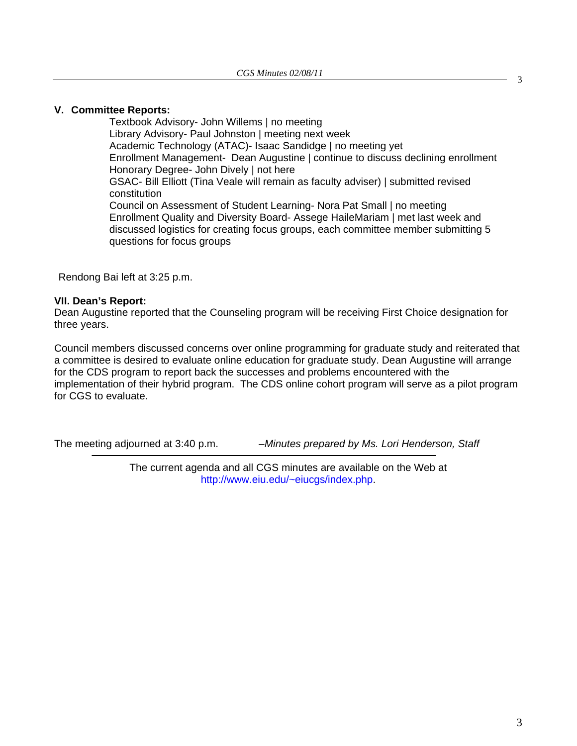## V. Committee Reports:

Textbook Advisory- John Willems | no meeting
Library Advisory- Paul Johnston | meeting next week
Academic Technology (ATAC)- Isaac Sandidge | no meeting yet
Enrollment Management- Dean Augustine | continue to discuss declining enrollment
Honorary Degree- John Dively | not here
GSAC- Bill Elliott (Tina Veale will remain as faculty adviser) | submitted revised constitution
Council on Assessment of Student Learning- Nora Pat Small | no meeting
Enrollment Quality and Diversity Board- Assege HaileMariam | met last week and discussed logistics for creating focus groups, each committee member submitting 5 questions for focus groups

Rendong Bai left at 3:25 p.m.

## VII. Dean's Report:

Dean Augustine reported that the Counseling program will be receiving First Choice designation for three years.

Council members discussed concerns over online programming for graduate study and reiterated that a committee is desired to evaluate online education for graduate study. Dean Augustine will arrange for the CDS program to report back the successes and problems encountered with the implementation of their hybrid program. The CDS online cohort program will serve as a pilot program for CGS to evaluate.

The meeting adjourned at 3:40 p.m. *–Minutes prepared by Ms. Lori Henderson, Staff*

---

The current agenda and all CGS minutes are available on the Web at http://www.eiu.edu/~eiucgs/index.php.